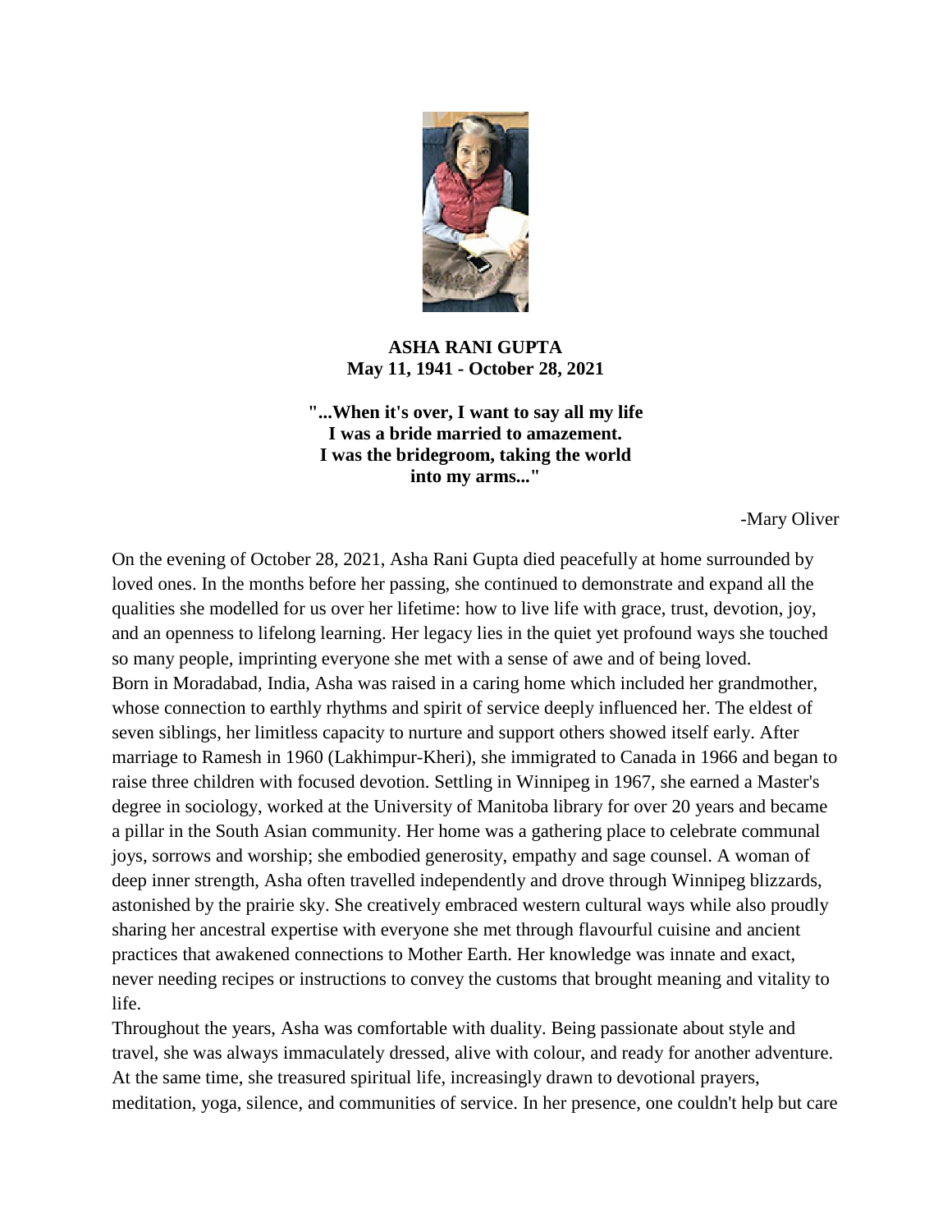**ASHA RANI GUPTA**
**May 11, 1941 - October 28, 2021**

**"...When it's over, I want to say all my life**
**I was a bride married to amazement.**
**I was the bridegroom, taking the world**
**into my arms..."**

-Mary Oliver

On the evening of October 28, 2021, Asha Rani Gupta died peacefully at home surrounded by loved ones. In the months before her passing, she continued to demonstrate and expand all the qualities she modelled for us over her lifetime: how to live life with grace, trust, devotion, joy, and an openness to lifelong learning. Her legacy lies in the quiet yet profound ways she touched so many people, imprinting everyone she met with a sense of awe and of being loved.

Born in Moradabad, India, Asha was raised in a caring home which included her grandmother, whose connection to earthly rhythms and spirit of service deeply influenced her. The eldest of seven siblings, her limitless capacity to nurture and support others showed itself early. After marriage to Ramesh in 1960 (Lakhimpur-Kheri), she immigrated to Canada in 1966 and began to raise three children with focused devotion. Settling in Winnipeg in 1967, she earned a Master's degree in sociology, worked at the University of Manitoba library for over 20 years and became a pillar in the South Asian community. Her home was a gathering place to celebrate communal joys, sorrows and worship; she embodied generosity, empathy and sage counsel. A woman of deep inner strength, Asha often travelled independently and drove through Winnipeg blizzards, astonished by the prairie sky. She creatively embraced western cultural ways while also proudly sharing her ancestral expertise with everyone she met through flavourful cuisine and ancient practices that awakened connections to Mother Earth. Her knowledge was innate and exact, never needing recipes or instructions to convey the customs that brought meaning and vitality to life.

Throughout the years, Asha was comfortable with duality. Being passionate about style and travel, she was always immaculately dressed, alive with colour, and ready for another adventure. At the same time, she treasured spiritual life, increasingly drawn to devotional prayers, meditation, yoga, silence, and communities of service. In her presence, one couldn't help but care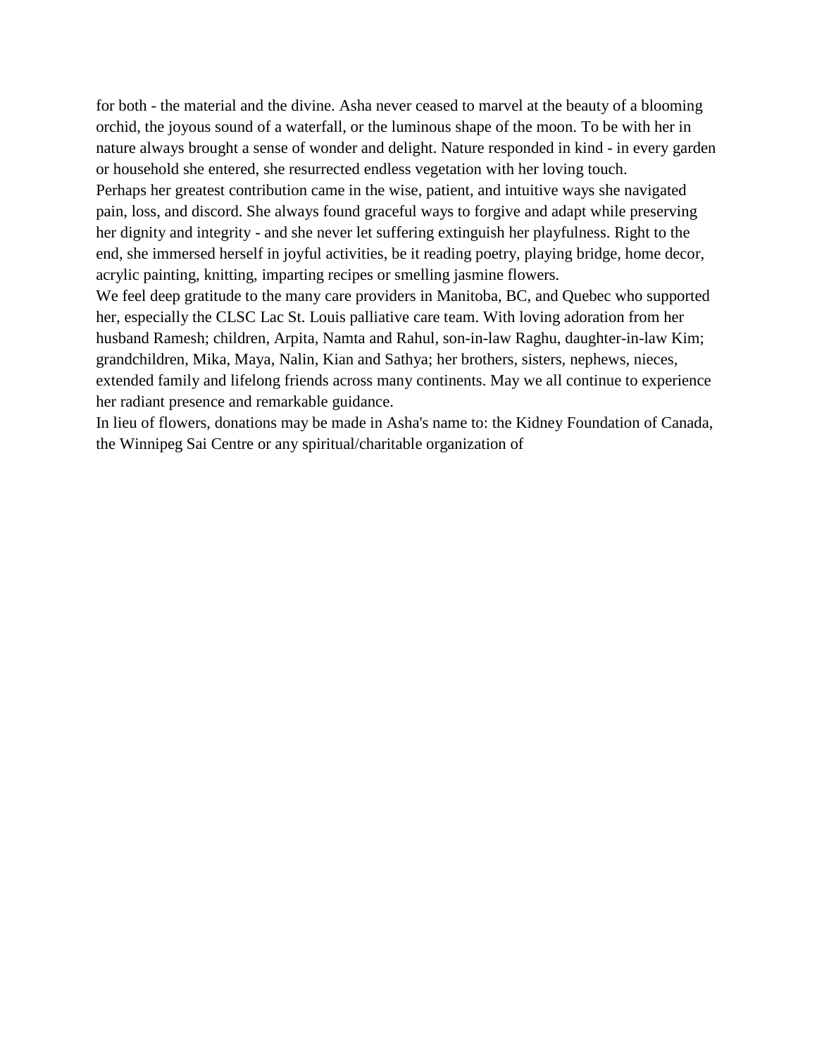for both - the material and the divine. Asha never ceased to marvel at the beauty of a blooming orchid, the joyous sound of a waterfall, or the luminous shape of the moon. To be with her in nature always brought a sense of wonder and delight. Nature responded in kind - in every garden or household she entered, she resurrected endless vegetation with her loving touch.

Perhaps her greatest contribution came in the wise, patient, and intuitive ways she navigated pain, loss, and discord. She always found graceful ways to forgive and adapt while preserving her dignity and integrity - and she never let suffering extinguish her playfulness. Right to the end, she immersed herself in joyful activities, be it reading poetry, playing bridge, home decor, acrylic painting, knitting, imparting recipes or smelling jasmine flowers.

We feel deep gratitude to the many care providers in Manitoba, BC, and Quebec who supported her, especially the CLSC Lac St. Louis palliative care team. With loving adoration from her husband Ramesh; children, Arpita, Namta and Rahul, son-in-law Raghu, daughter-in-law Kim; grandchildren, Mika, Maya, Nalin, Kian and Sathya; her brothers, sisters, nephews, nieces, extended family and lifelong friends across many continents. May we all continue to experience her radiant presence and remarkable guidance.

In lieu of flowers, donations may be made in Asha's name to: the Kidney Foundation of Canada, the Winnipeg Sai Centre or any spiritual/charitable organization of